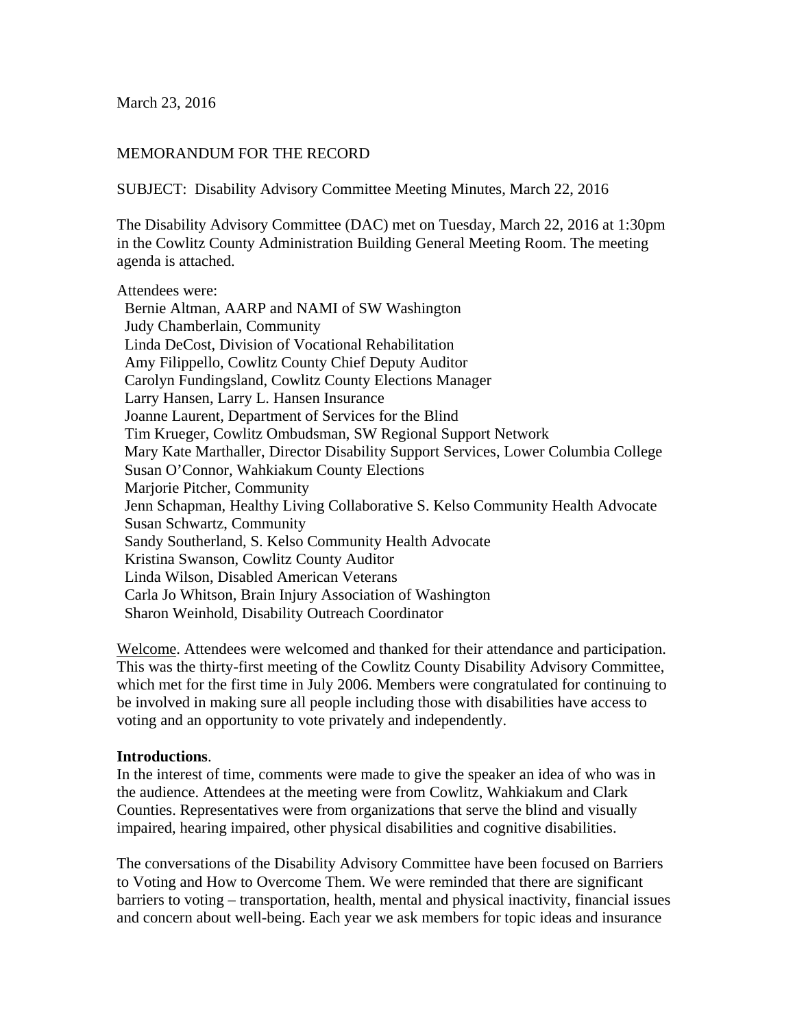March 23, 2016

MEMORANDUM FOR THE RECORD

SUBJECT: Disability Advisory Committee Meeting Minutes, March 22, 2016

The Disability Advisory Committee (DAC) met on Tuesday, March 22, 2016 at 1:30pm in the Cowlitz County Administration Building General Meeting Room. The meeting agenda is attached.

Attendees were:

- Bernie Altman, AARP and NAMI of SW Washington
- Judy Chamberlain, Community
- Linda DeCost, Division of Vocational Rehabilitation
- Amy Filippello, Cowlitz County Chief Deputy Auditor
- Carolyn Fundingsland, Cowlitz County Elections Manager
- Larry Hansen, Larry L. Hansen Insurance
- Joanne Laurent, Department of Services for the Blind
- Tim Krueger, Cowlitz Ombudsman, SW Regional Support Network
- Mary Kate Marthaller, Director Disability Support Services, Lower Columbia College
- Susan O'Connor, Wahkiakum County Elections
- Marjorie Pitcher, Community
- Jenn Schapman, Healthy Living Collaborative S. Kelso Community Health Advocate
- Susan Schwartz, Community
- Sandy Southerland, S. Kelso Community Health Advocate
- Kristina Swanson, Cowlitz County Auditor
- Linda Wilson, Disabled American Veterans
- Carla Jo Whitson, Brain Injury Association of Washington
- Sharon Weinhold, Disability Outreach Coordinator

<u>Welcome</u>. Attendees were welcomed and thanked for their attendance and participation. This was the thirty-first meeting of the Cowlitz County Disability Advisory Committee, which met for the first time in July 2006. Members were congratulated for continuing to be involved in making sure all people including those with disabilities have access to voting and an opportunity to vote privately and independently.

**Introductions**.
In the interest of time, comments were made to give the speaker an idea of who was in the audience. Attendees at the meeting were from Cowlitz, Wahkiakum and Clark Counties. Representatives were from organizations that serve the blind and visually impaired, hearing impaired, other physical disabilities and cognitive disabilities.

The conversations of the Disability Advisory Committee have been focused on Barriers to Voting and How to Overcome Them. We were reminded that there are significant barriers to voting – transportation, health, mental and physical inactivity, financial issues and concern about well-being. Each year we ask members for topic ideas and insurance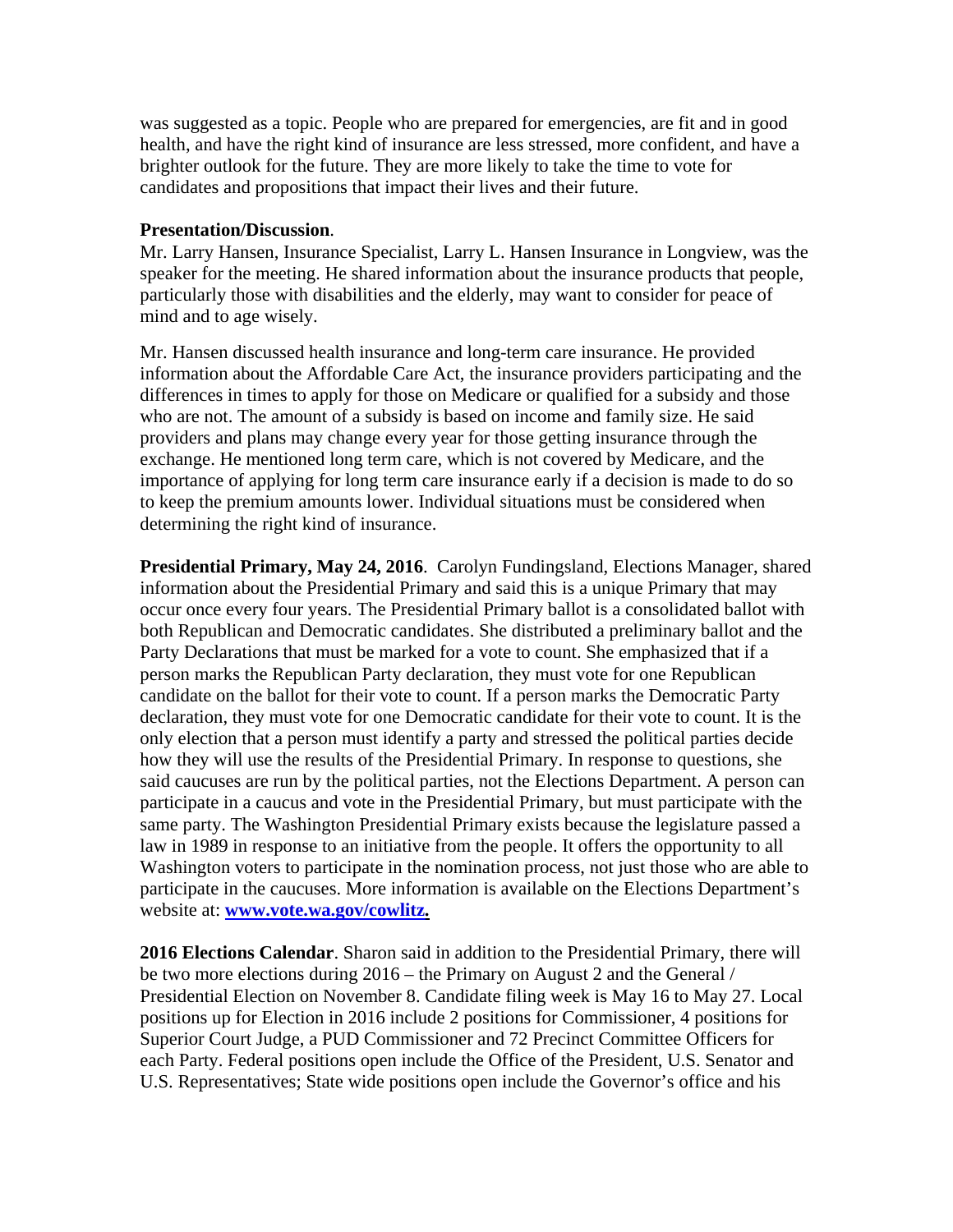was suggested as a topic. People who are prepared for emergencies, are fit and in good health, and have the right kind of insurance are less stressed, more confident, and have a brighter outlook for the future. They are more likely to take the time to vote for candidates and propositions that impact their lives and their future.

**Presentation/Discussion**.
Mr. Larry Hansen, Insurance Specialist, Larry L. Hansen Insurance in Longview, was the speaker for the meeting. He shared information about the insurance products that people, particularly those with disabilities and the elderly, may want to consider for peace of mind and to age wisely.

Mr. Hansen discussed health insurance and long-term care insurance. He provided information about the Affordable Care Act, the insurance providers participating and the differences in times to apply for those on Medicare or qualified for a subsidy and those who are not. The amount of a subsidy is based on income and family size. He said providers and plans may change every year for those getting insurance through the exchange. He mentioned long term care, which is not covered by Medicare, and the importance of applying for long term care insurance early if a decision is made to do so to keep the premium amounts lower. Individual situations must be considered when determining the right kind of insurance.

**Presidential Primary, May 24, 2016**. Carolyn Fundingsland, Elections Manager, shared information about the Presidential Primary and said this is a unique Primary that may occur once every four years. The Presidential Primary ballot is a consolidated ballot with both Republican and Democratic candidates. She distributed a preliminary ballot and the Party Declarations that must be marked for a vote to count. She emphasized that if a person marks the Republican Party declaration, they must vote for one Republican candidate on the ballot for their vote to count. If a person marks the Democratic Party declaration, they must vote for one Democratic candidate for their vote to count. It is the only election that a person must identify a party and stressed the political parties decide how they will use the results of the Presidential Primary. In response to questions, she said caucuses are run by the political parties, not the Elections Department. A person can participate in a caucus and vote in the Presidential Primary, but must participate with the same party. The Washington Presidential Primary exists because the legislature passed a law in 1989 in response to an initiative from the people. It offers the opportunity to all Washington voters to participate in the nomination process, not just those who are able to participate in the caucuses. More information is available on the Elections Department's website at: **www.vote.wa.gov/cowlitz.**

**2016 Elections Calendar**. Sharon said in addition to the Presidential Primary, there will be two more elections during 2016 – the Primary on August 2 and the General / Presidential Election on November 8. Candidate filing week is May 16 to May 27. Local positions up for Election in 2016 include 2 positions for Commissioner, 4 positions for Superior Court Judge, a PUD Commissioner and 72 Precinct Committee Officers for each Party. Federal positions open include the Office of the President, U.S. Senator and U.S. Representatives; State wide positions open include the Governor's office and his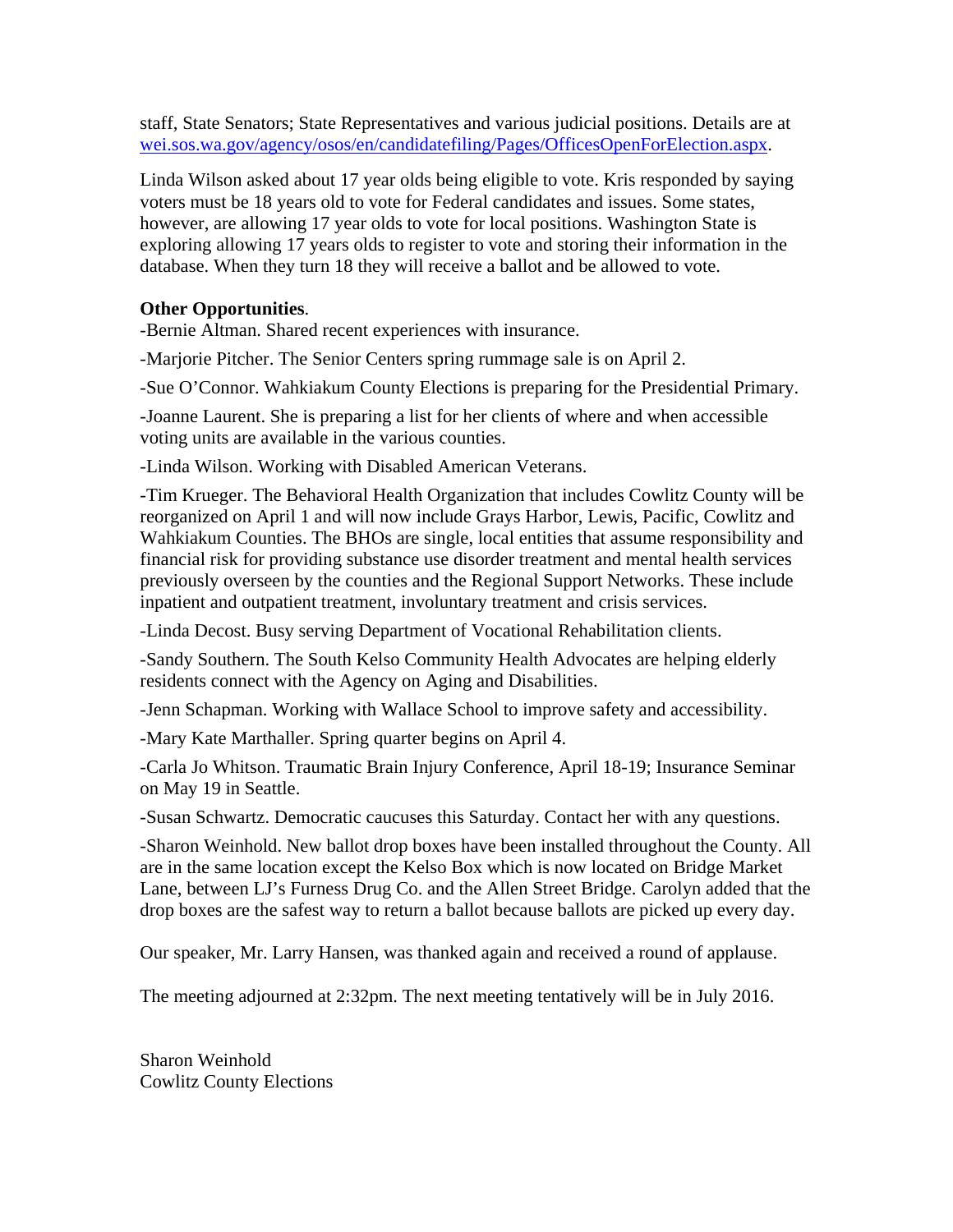staff, State Senators; State Representatives and various judicial positions. Details are at [wei.sos.wa.gov/agency/osos/en/candidatefiling/Pages/OfficesOpenForElection.aspx](wei.sos.wa.gov/agency/osos/en/candidatefiling/Pages/OfficesOpenForElection.aspx).

Linda Wilson asked about 17 year olds being eligible to vote. Kris responded by saying voters must be 18 years old to vote for Federal candidates and issues. Some states, however, are allowing 17 year olds to vote for local positions. Washington State is exploring allowing 17 years olds to register to vote and storing their information in the database. When they turn 18 they will receive a ballot and be allowed to vote.

**Other Opportunities**.

-Bernie Altman. Shared recent experiences with insurance.

-Marjorie Pitcher. The Senior Centers spring rummage sale is on April 2.

-Sue O'Connor. Wahkiakum County Elections is preparing for the Presidential Primary.

-Joanne Laurent. She is preparing a list for her clients of where and when accessible voting units are available in the various counties.

-Linda Wilson. Working with Disabled American Veterans.

-Tim Krueger. The Behavioral Health Organization that includes Cowlitz County will be reorganized on April 1 and will now include Grays Harbor, Lewis, Pacific, Cowlitz and Wahkiakum Counties. The BHOs are single, local entities that assume responsibility and financial risk for providing substance use disorder treatment and mental health services previously overseen by the counties and the Regional Support Networks. These include inpatient and outpatient treatment, involuntary treatment and crisis services.

-Linda Decost. Busy serving Department of Vocational Rehabilitation clients.

-Sandy Southern. The South Kelso Community Health Advocates are helping elderly residents connect with the Agency on Aging and Disabilities.

-Jenn Schapman. Working with Wallace School to improve safety and accessibility.

-Mary Kate Marthaller. Spring quarter begins on April 4.

-Carla Jo Whitson. Traumatic Brain Injury Conference, April 18-19; Insurance Seminar on May 19 in Seattle.

-Susan Schwartz. Democratic caucuses this Saturday. Contact her with any questions.

-Sharon Weinhold. New ballot drop boxes have been installed throughout the County. All are in the same location except the Kelso Box which is now located on Bridge Market Lane, between LJ's Furness Drug Co. and the Allen Street Bridge. Carolyn added that the drop boxes are the safest way to return a ballot because ballots are picked up every day.

Our speaker, Mr. Larry Hansen, was thanked again and received a round of applause.

The meeting adjourned at 2:32pm. The next meeting tentatively will be in July 2016.

Sharon Weinhold
Cowlitz County Elections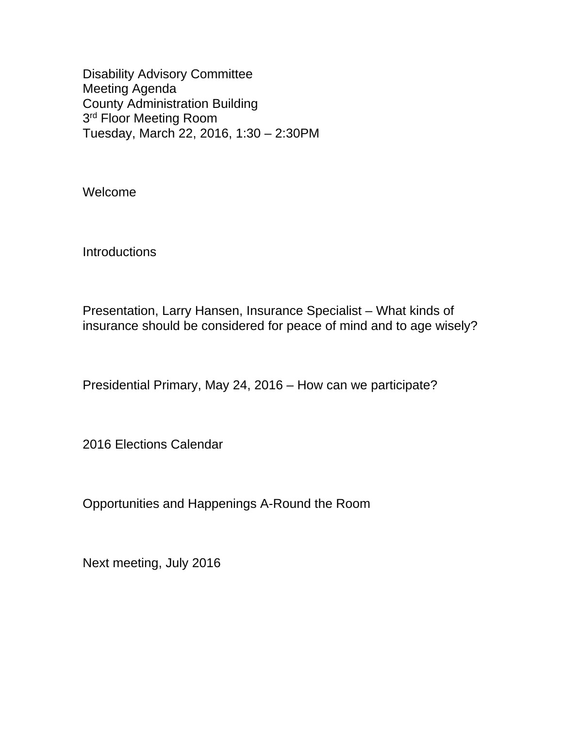Disability Advisory Committee
Meeting Agenda
County Administration Building
3rd Floor Meeting Room
Tuesday, March 22, 2016, 1:30 – 2:30PM

Welcome

Introductions

Presentation, Larry Hansen, Insurance Specialist – What kinds of insurance should be considered for peace of mind and to age wisely?

Presidential Primary, May 24, 2016 – How can we participate?

2016 Elections Calendar

Opportunities and Happenings A-Round the Room

Next meeting, July 2016